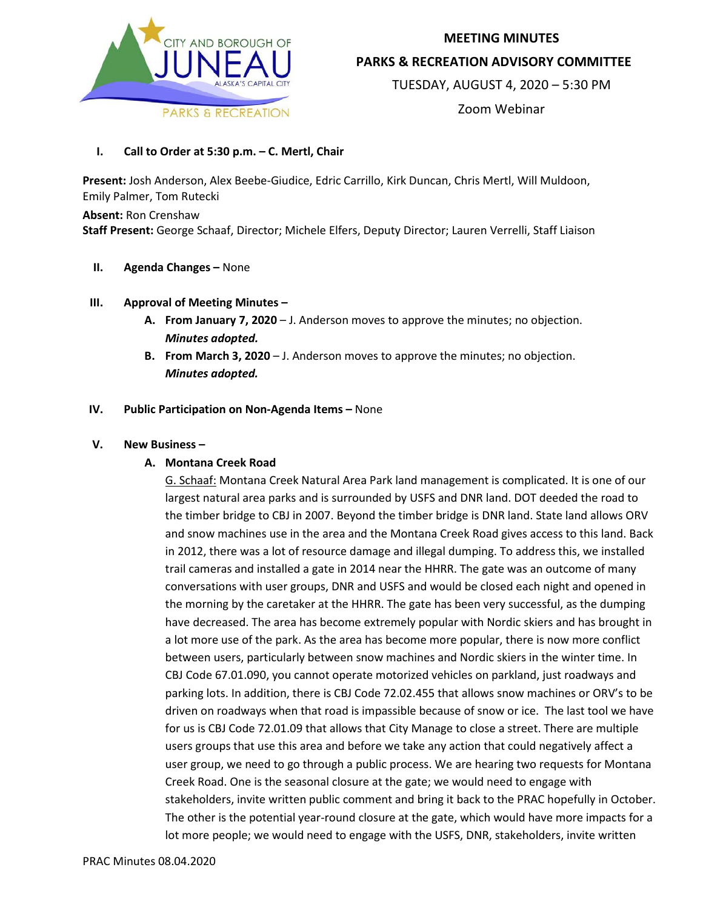# MEETING MINUTES

## PARKS & RECREATION ADVISORY COMMITTEE

TUESDAY, AUGUST 4, 2020 – 5:30 PM

Zoom Webinar

**I. Call to Order at 5:30 p.m. – C. Mertl, Chair**

**Present:** Josh Anderson, Alex Beebe-Giudice, Edric Carrillo, Kirk Duncan, Chris Mertl, Will Muldoon, Emily Palmer, Tom Rutecki

**Absent:** Ron Crenshaw

**Staff Present:** George Schaaf, Director; Michele Elfers, Deputy Director; Lauren Verrelli, Staff Liaison

**II. Agenda Changes –** None

**III. Approval of Meeting Minutes –**

**A. From January 7, 2020** – J. Anderson moves to approve the minutes; no objection. ***Minutes adopted.***

**B. From March 3, 2020** – J. Anderson moves to approve the minutes; no objection. ***Minutes adopted.***

**IV. Public Participation on Non-Agenda Items –** None

**V. New Business –**

**A. Montana Creek Road**

G. Schaaf: Montana Creek Natural Area Park land management is complicated. It is one of our largest natural area parks and is surrounded by USFS and DNR land. DOT deeded the road to the timber bridge to CBJ in 2007. Beyond the timber bridge is DNR land. State land allows ORV and snow machines use in the area and the Montana Creek Road gives access to this land. Back in 2012, there was a lot of resource damage and illegal dumping. To address this, we installed trail cameras and installed a gate in 2014 near the HHRR. The gate was an outcome of many conversations with user groups, DNR and USFS and would be closed each night and opened in the morning by the caretaker at the HHRR. The gate has been very successful, as the dumping have decreased. The area has become extremely popular with Nordic skiers and has brought in a lot more use of the park. As the area has become more popular, there is now more conflict between users, particularly between snow machines and Nordic skiers in the winter time. In CBJ Code 67.01.090, you cannot operate motorized vehicles on parkland, just roadways and parking lots. In addition, there is CBJ Code 72.02.455 that allows snow machines or ORV's to be driven on roadways when that road is impassible because of snow or ice. The last tool we have for us is CBJ Code 72.01.09 that allows that City Manage to close a street. There are multiple users groups that use this area and before we take any action that could negatively affect a user group, we need to go through a public process. We are hearing two requests for Montana Creek Road. One is the seasonal closure at the gate; we would need to engage with stakeholders, invite written public comment and bring it back to the PRAC hopefully in October. The other is the potential year-round closure at the gate, which would have more impacts for a lot more people; we would need to engage with the USFS, DNR, stakeholders, invite written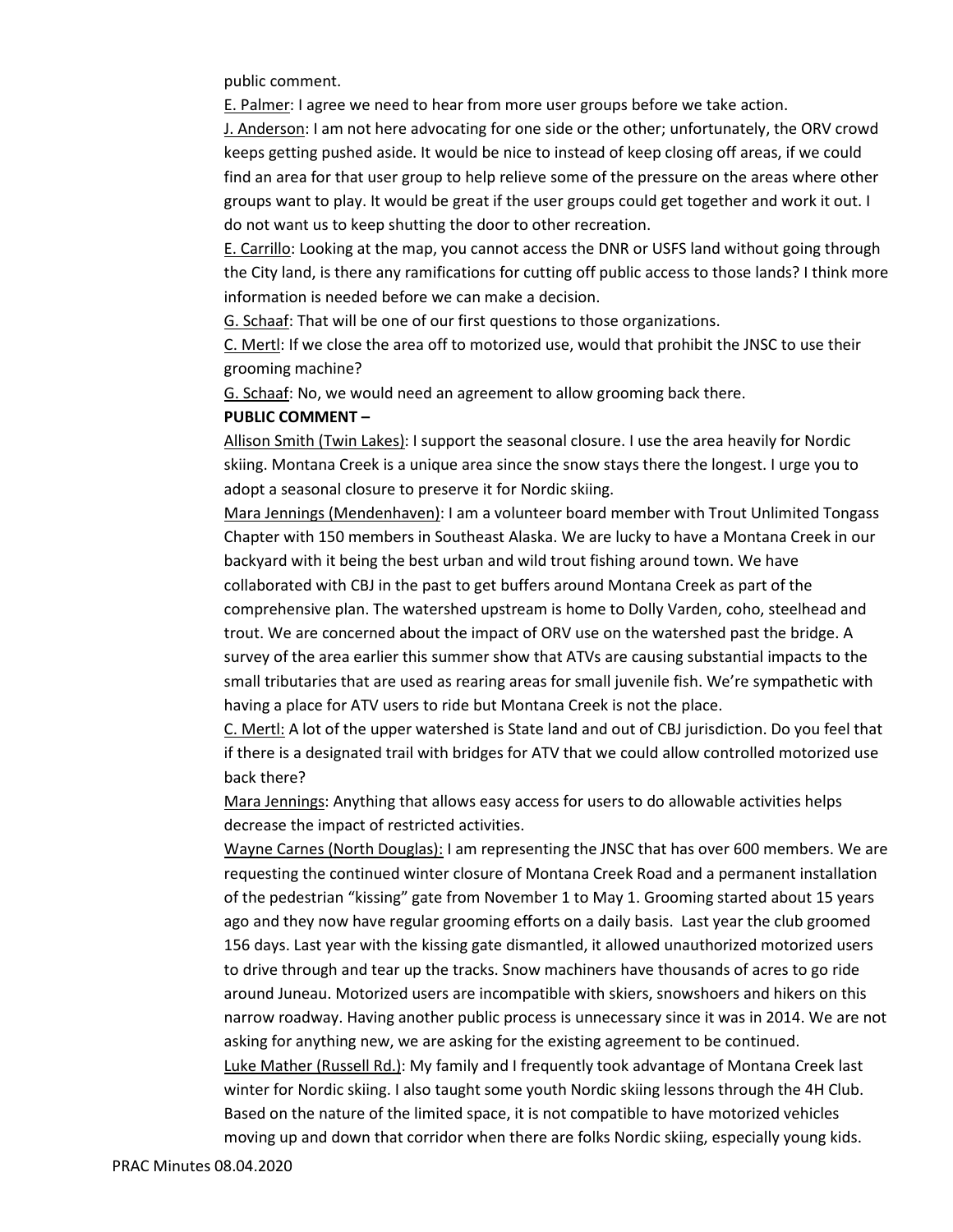public comment.

E. Palmer: I agree we need to hear from more user groups before we take action.

J. Anderson: I am not here advocating for one side or the other; unfortunately, the ORV crowd keeps getting pushed aside. It would be nice to instead of keep closing off areas, if we could find an area for that user group to help relieve some of the pressure on the areas where other groups want to play. It would be great if the user groups could get together and work it out. I do not want us to keep shutting the door to other recreation.

E. Carrillo: Looking at the map, you cannot access the DNR or USFS land without going through the City land, is there any ramifications for cutting off public access to those lands? I think more information is needed before we can make a decision.

G. Schaaf: That will be one of our first questions to those organizations.

C. Mertl: If we close the area off to motorized use, would that prohibit the JNSC to use their grooming machine?

G. Schaaf: No, we would need an agreement to allow grooming back there.

**PUBLIC COMMENT –**

Allison Smith (Twin Lakes): I support the seasonal closure. I use the area heavily for Nordic skiing. Montana Creek is a unique area since the snow stays there the longest. I urge you to adopt a seasonal closure to preserve it for Nordic skiing.

Mara Jennings (Mendenhaven): I am a volunteer board member with Trout Unlimited Tongass Chapter with 150 members in Southeast Alaska. We are lucky to have a Montana Creek in our backyard with it being the best urban and wild trout fishing around town. We have collaborated with CBJ in the past to get buffers around Montana Creek as part of the comprehensive plan. The watershed upstream is home to Dolly Varden, coho, steelhead and trout. We are concerned about the impact of ORV use on the watershed past the bridge. A survey of the area earlier this summer show that ATVs are causing substantial impacts to the small tributaries that are used as rearing areas for small juvenile fish. We're sympathetic with having a place for ATV users to ride but Montana Creek is not the place.

C. Mertl: A lot of the upper watershed is State land and out of CBJ jurisdiction. Do you feel that if there is a designated trail with bridges for ATV that we could allow controlled motorized use back there?

Mara Jennings: Anything that allows easy access for users to do allowable activities helps decrease the impact of restricted activities.

Wayne Carnes (North Douglas): I am representing the JNSC that has over 600 members. We are requesting the continued winter closure of Montana Creek Road and a permanent installation of the pedestrian "kissing" gate from November 1 to May 1. Grooming started about 15 years ago and they now have regular grooming efforts on a daily basis. Last year the club groomed 156 days. Last year with the kissing gate dismantled, it allowed unauthorized motorized users to drive through and tear up the tracks. Snow machiners have thousands of acres to go ride around Juneau. Motorized users are incompatible with skiers, snowshoers and hikers on this narrow roadway. Having another public process is unnecessary since it was in 2014. We are not asking for anything new, we are asking for the existing agreement to be continued.

Luke Mather (Russell Rd.): My family and I frequently took advantage of Montana Creek last winter for Nordic skiing. I also taught some youth Nordic skiing lessons through the 4H Club. Based on the nature of the limited space, it is not compatible to have motorized vehicles moving up and down that corridor when there are folks Nordic skiing, especially young kids.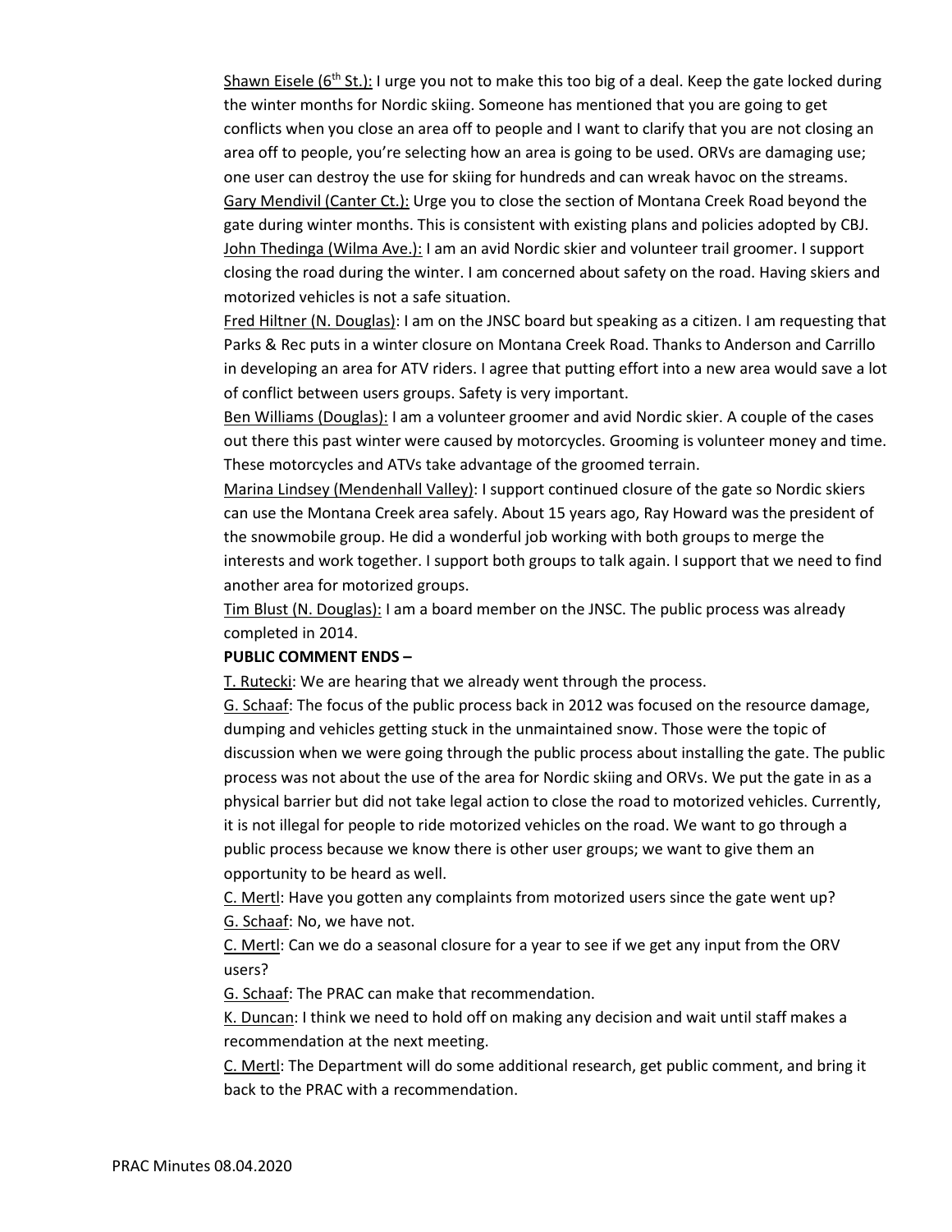Shawn Eisele (6th St.): I urge you not to make this too big of a deal. Keep the gate locked during the winter months for Nordic skiing. Someone has mentioned that you are going to get conflicts when you close an area off to people and I want to clarify that you are not closing an area off to people, you're selecting how an area is going to be used. ORVs are damaging use; one user can destroy the use for skiing for hundreds and can wreak havoc on the streams.

Gary Mendivil (Canter Ct.): Urge you to close the section of Montana Creek Road beyond the gate during winter months. This is consistent with existing plans and policies adopted by CBJ.

John Thedinga (Wilma Ave.): I am an avid Nordic skier and volunteer trail groomer. I support closing the road during the winter. I am concerned about safety on the road. Having skiers and motorized vehicles is not a safe situation.

Fred Hiltner (N. Douglas): I am on the JNSC board but speaking as a citizen. I am requesting that Parks & Rec puts in a winter closure on Montana Creek Road. Thanks to Anderson and Carrillo in developing an area for ATV riders. I agree that putting effort into a new area would save a lot of conflict between users groups. Safety is very important.

Ben Williams (Douglas): I am a volunteer groomer and avid Nordic skier. A couple of the cases out there this past winter were caused by motorcycles. Grooming is volunteer money and time. These motorcycles and ATVs take advantage of the groomed terrain.

Marina Lindsey (Mendenhall Valley): I support continued closure of the gate so Nordic skiers can use the Montana Creek area safely. About 15 years ago, Ray Howard was the president of the snowmobile group. He did a wonderful job working with both groups to merge the interests and work together. I support both groups to talk again. I support that we need to find another area for motorized groups.

Tim Blust (N. Douglas): I am a board member on the JNSC. The public process was already completed in 2014.

**PUBLIC COMMENT ENDS –**

T. Rutecki: We are hearing that we already went through the process.

G. Schaaf: The focus of the public process back in 2012 was focused on the resource damage, dumping and vehicles getting stuck in the unmaintained snow. Those were the topic of discussion when we were going through the public process about installing the gate. The public process was not about the use of the area for Nordic skiing and ORVs. We put the gate in as a physical barrier but did not take legal action to close the road to motorized vehicles. Currently, it is not illegal for people to ride motorized vehicles on the road. We want to go through a public process because we know there is other user groups; we want to give them an opportunity to be heard as well.

C. Mertl: Have you gotten any complaints from motorized users since the gate went up?

G. Schaaf: No, we have not.

C. Mertl: Can we do a seasonal closure for a year to see if we get any input from the ORV users?

G. Schaaf: The PRAC can make that recommendation.

K. Duncan: I think we need to hold off on making any decision and wait until staff makes a recommendation at the next meeting.

C. Mertl: The Department will do some additional research, get public comment, and bring it back to the PRAC with a recommendation.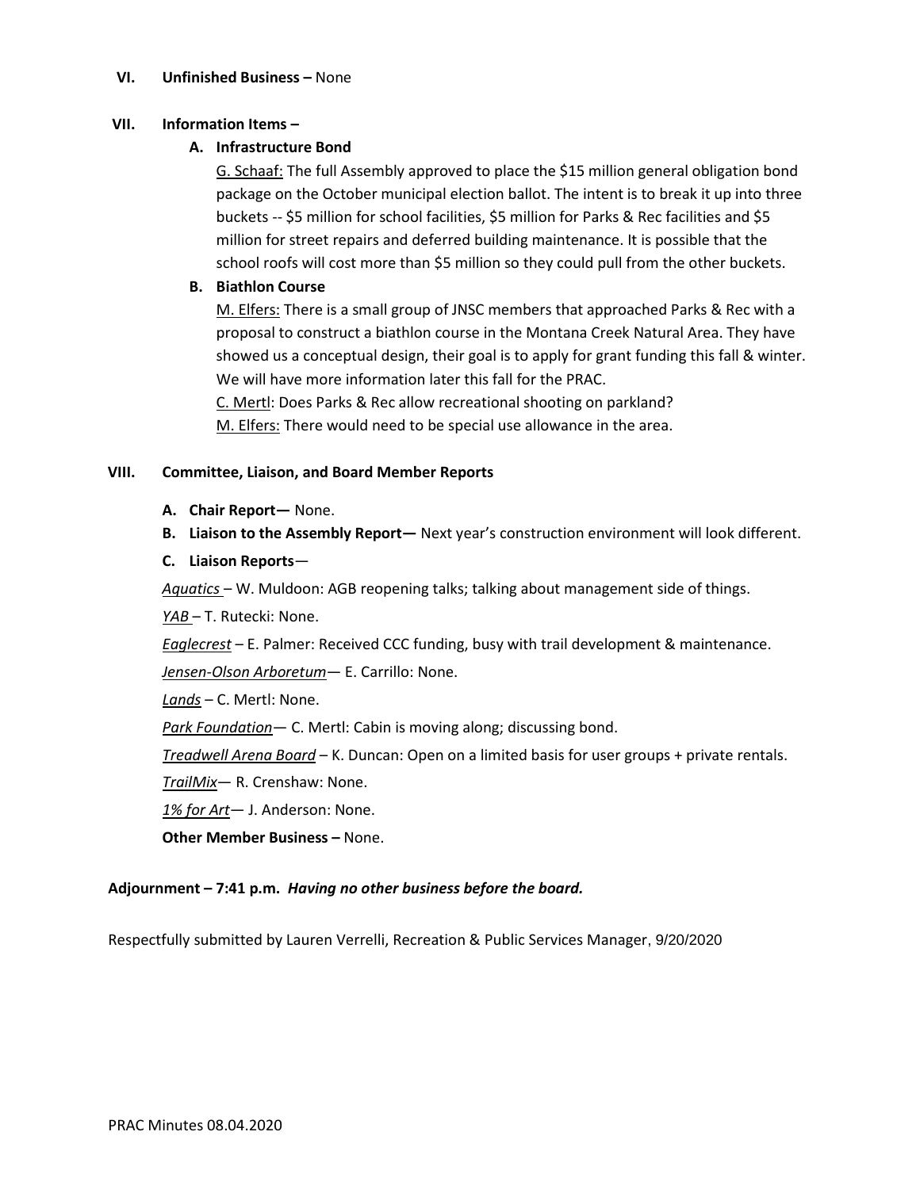**VI. Unfinished Business –** None

**VII. Information Items –**

**A. Infrastructure Bond**

G. Schaaf: The full Assembly approved to place the $15 million general obligation bond package on the October municipal election ballot. The intent is to break it up into three buckets -- $5 million for school facilities, $5 million for Parks & Rec facilities and $5 million for street repairs and deferred building maintenance. It is possible that the school roofs will cost more than $5 million so they could pull from the other buckets.

**B. Biathlon Course**

M. Elfers: There is a small group of JNSC members that approached Parks & Rec with a proposal to construct a biathlon course in the Montana Creek Natural Area. They have showed us a conceptual design, their goal is to apply for grant funding this fall & winter. We will have more information later this fall for the PRAC.

C. Mertl: Does Parks & Rec allow recreational shooting on parkland?

M. Elfers: There would need to be special use allowance in the area.

**VIII. Committee, Liaison, and Board Member Reports**

**A. Chair Report—** None.

**B. Liaison to the Assembly Report—** Next year's construction environment will look different.

**C. Liaison Reports**—

*Aquatics* – W. Muldoon: AGB reopening talks; talking about management side of things.

*YAB* – T. Rutecki: None.

*Eaglecrest* – E. Palmer: Received CCC funding, busy with trail development & maintenance.

*Jensen-Olson Arboretum*— E. Carrillo: None.

*Lands* – C. Mertl: None.

*Park Foundation*— C. Mertl: Cabin is moving along; discussing bond.

*Treadwell Arena Board* – K. Duncan: Open on a limited basis for user groups + private rentals.

*TrailMix*— R. Crenshaw: None.

*1% for Art*— J. Anderson: None.

**Other Member Business –** None.

**Adjournment – 7:41 p.m.** ***Having no other business before the board.***

Respectfully submitted by Lauren Verrelli, Recreation & Public Services Manager, 9/20/2020